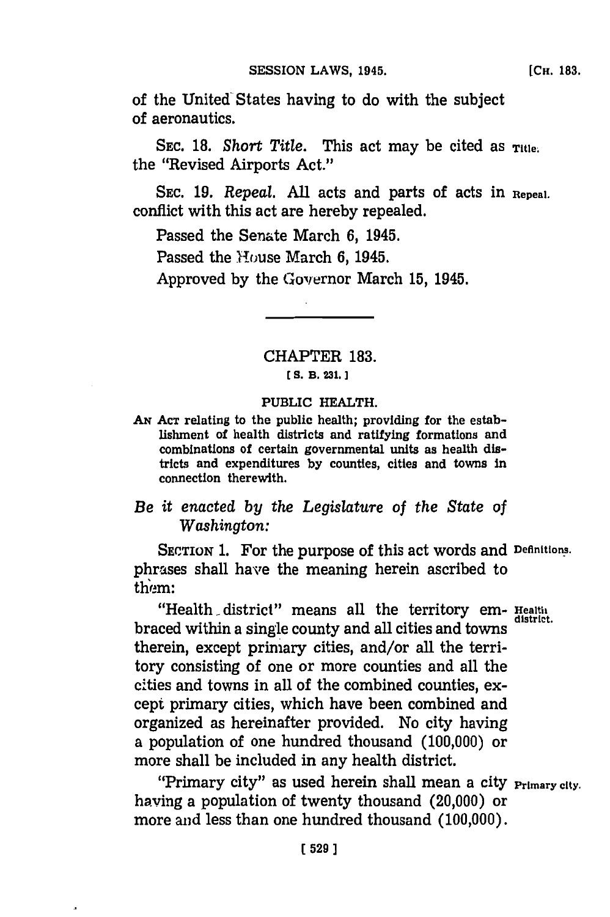of the United States having to do with the subject of aeronautics.

SEC. 18. *Short Title.* This act may be cited as the "Revised Airports Act."

SEC. 19. *Repeal.* All acts and parts of acts in conflict with this act are hereby repealed.

Passed the Senate March 6, 1945.

Passed the House March 6, 1945.

Approved by the Governor March 15, 1945.

---

## CHAPTER 183.

[S. B. 231.]

### PUBLIC HEALTH.

AN ACT relating to the public health; providing for the establishment of health districts and ratifying formations and combinations of certain governmental units as health districts and expenditures by counties, cities and towns in connection therewith.

*Be it enacted by the Legislature of the State of Washington:*

SECTION 1. For the purpose of this act words and phrases shall have the meaning herein ascribed to them:

"Health district" means all the territory embraced within a single county and all cities and towns therein, except primary cities, and/or all the territory consisting of one or more counties and all the cities and towns in all of the combined counties, except primary cities, which have been combined and organized as hereinafter provided. No city having a population of one hundred thousand (100,000) or more shall be included in any health district.

"Primary city" as used herein shall mean a city having a population of twenty thousand (20,000) or more and less than one hundred thousand (100,000).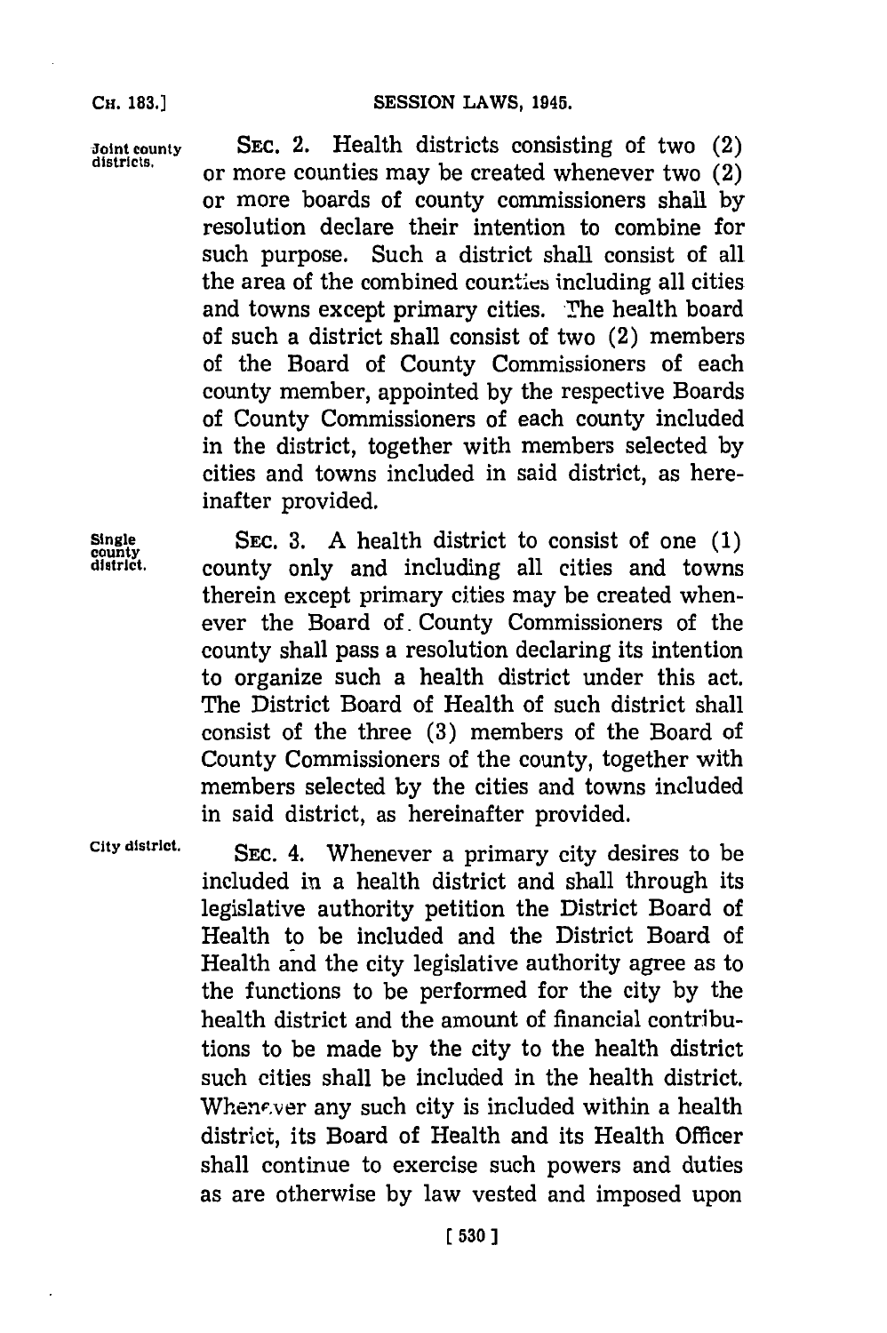**Joint county districts.**

SEC. 2. Health districts consisting of two (2) or more counties may be created whenever two (2) or more boards of county commissioners shall by resolution declare their intention to combine for such purpose. Such a district shall consist of all the area of the combined counties including all cities and towns except primary cities. The health board of such a district shall consist of two (2) members of the Board of County Commissioners of each county member, appointed by the respective Boards of County Commissioners of each county included in the district, together with members selected by cities and towns included in said district, as hereinafter provided.

**Single county district.**

SEC. 3. A health district to consist of one (1) county only and including all cities and towns therein except primary cities may be created whenever the Board of County Commissioners of the county shall pass a resolution declaring its intention to organize such a health district under this act. The District Board of Health of such district shall consist of the three (3) members of the Board of County Commissioners of the county, together with members selected by the cities and towns included in said district, as hereinafter provided.

**City district.**

SEC. 4. Whenever a primary city desires to be included in a health district and shall through its legislative authority petition the District Board of Health to be included and the District Board of Health and the city legislative authority agree as to the functions to be performed for the city by the health district and the amount of financial contributions to be made by the city to the health district such cities shall be included in the health district. Whenever any such city is included within a health district, its Board of Health and its Health Officer shall continue to exercise such powers and duties as are otherwise by law vested and imposed upon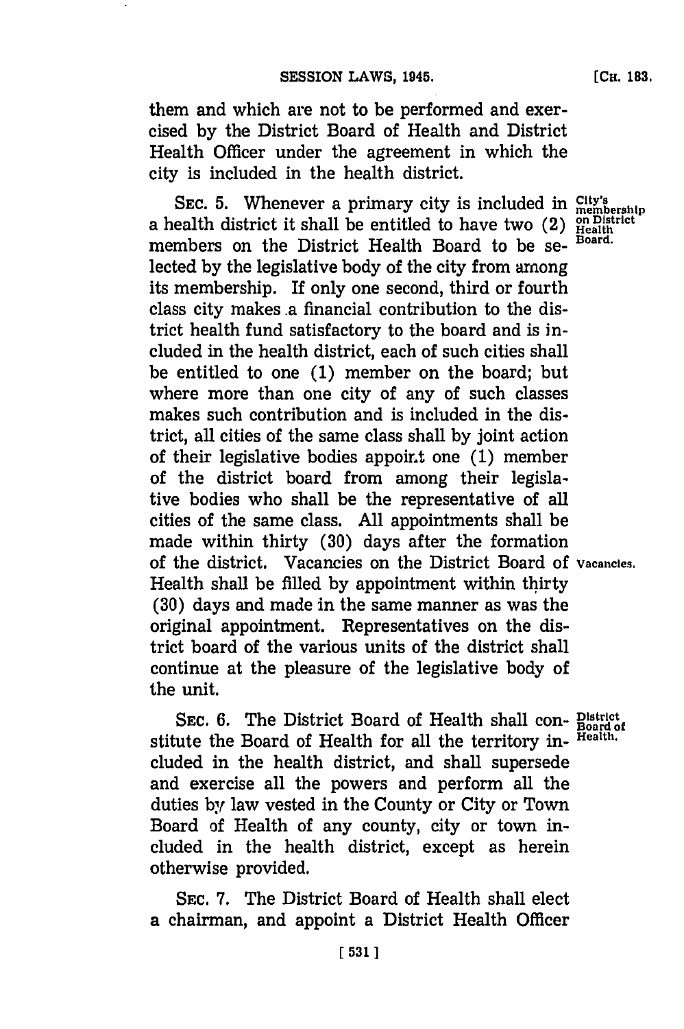them and which are not to be performed and exercised by the District Board of Health and District Health Officer under the agreement in which the city is included in the health district.

City's membership on District Health Board.

SEC. 5. Whenever a primary city is included in a health district it shall be entitled to have two (2) members on the District Health Board to be selected by the legislative body of the city from among its membership. If only one second, third or fourth class city makes a financial contribution to the district health fund satisfactory to the board and is included in the health district, each of such cities shall be entitled to one (1) member on the board; but where more than one city of any of such classes makes such contribution and is included in the district, all cities of the same class shall by joint action of their legislative bodies appoint one (1) member of the district board from among their legislative bodies who shall be the representative of all cities of the same class. All appointments shall be made within thirty (30) days after the formation of the district. Vacancies on the District Board of Health shall be filled by appointment within thirty (30) days and made in the same manner as was the original appointment. Representatives on the district board of the various units of the district shall continue at the pleasure of the legislative body of the unit.

Vacancies.

District Board of Health.

SEC. 6. The District Board of Health shall constitute the Board of Health for all the territory included in the health district, and shall supersede and exercise all the powers and perform all the duties by law vested in the County or City or Town Board of Health of any county, city or town included in the health district, except as herein otherwise provided.

SEC. 7. The District Board of Health shall elect a chairman, and appoint a District Health Officer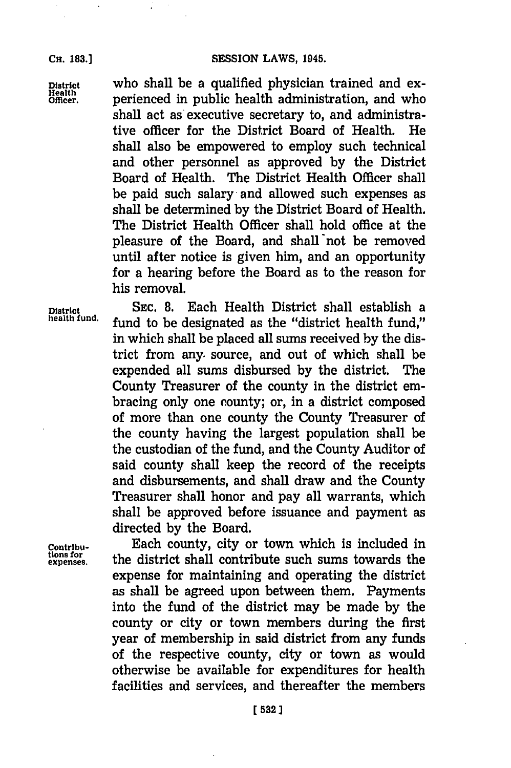who shall be a qualified physician trained and experienced in public health administration, and who shall act as executive secretary to, and administrative officer for the District Board of Health. He shall also be empowered to employ such technical and other personnel as approved by the District Board of Health. The District Health Officer shall be paid such salary and allowed such expenses as shall be determined by the District Board of Health. The District Health Officer shall hold office at the pleasure of the Board, and shall not be removed until after notice is given him, and an opportunity for a hearing before the Board as to the reason for his removal.

District health fund.

SEC. 8. Each Health District shall establish a fund to be designated as the "district health fund," in which shall be placed all sums received by the district from any source, and out of which shall be expended all sums disbursed by the district. The County Treasurer of the county in the district embracing only one county; or, in a district composed of more than one county the County Treasurer of the county having the largest population shall be the custodian of the fund, and the County Auditor of said county shall keep the record of the receipts and disbursements, and shall draw and the County Treasurer shall honor and pay all warrants, which shall be approved before issuance and payment as directed by the Board.

Contributions for expenses.

Each county, city or town which is included in the district shall contribute such sums towards the expense for maintaining and operating the district as shall be agreed upon between them. Payments into the fund of the district may be made by the county or city or town members during the first year of membership in said district from any funds of the respective county, city or town as would otherwise be available for expenditures for health facilities and services, and thereafter the members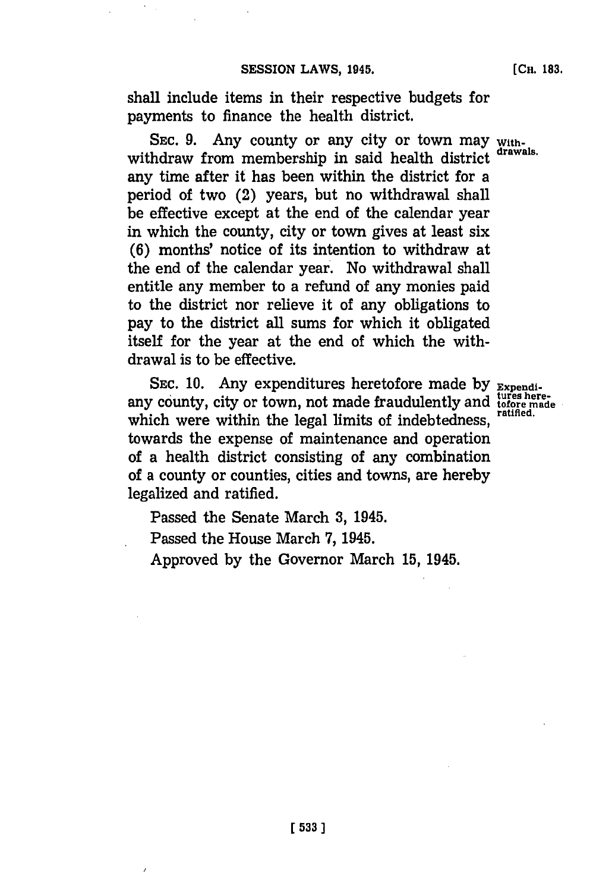shall include items in their respective budgets for payments to finance the health district.

SEC. 9. Any county or any city or town may withdraw from membership in said health district any time after it has been within the district for a period of two (2) years, but no withdrawal shall be effective except at the end of the calendar year in which the county, city or town gives at least six (6) months' notice of its intention to withdraw at the end of the calendar year. No withdrawal shall entitle any member to a refund of any monies paid to the district nor relieve it of any obligations to pay to the district all sums for which it obligated itself for the year at the end of which the withdrawal is to be effective.

Withdrawals.

SEC. 10. Any expenditures heretofore made by any county, city or town, not made fraudulently and which were within the legal limits of indebtedness, towards the expense of maintenance and operation of a health district consisting of any combination of a county or counties, cities and towns, are hereby legalized and ratified.

Expenditures heretofore made ratified.

Passed the Senate March 3, 1945.

Passed the House March 7, 1945.

Approved by the Governor March 15, 1945.